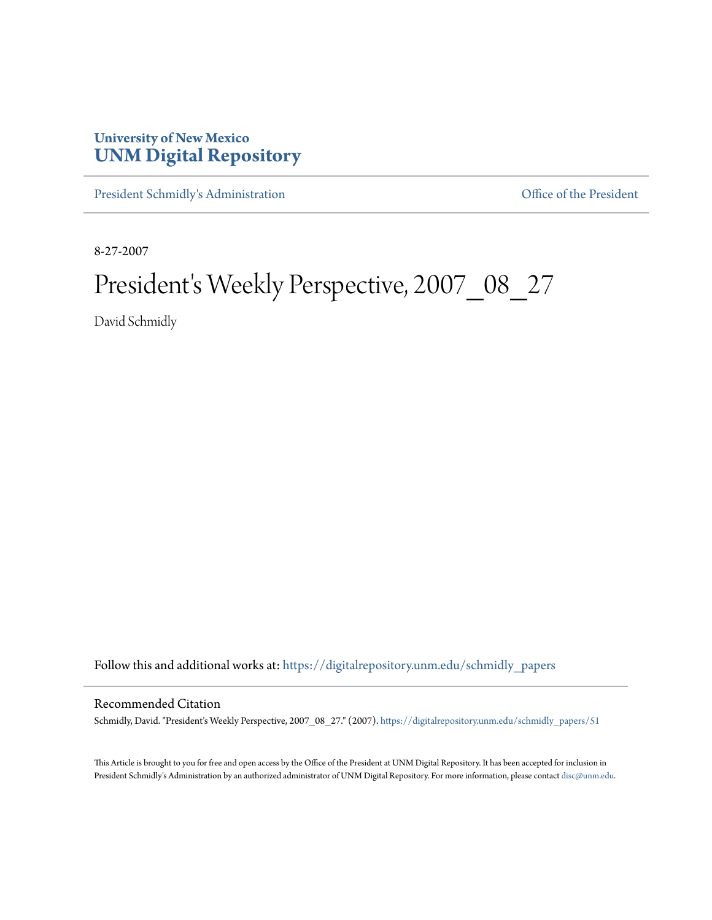University of New Mexico
**UNM Digital Repository**

President Schmidly's Administration | Office of the President

8-27-2007

# President's Weekly Perspective, 2007_08_27

David Schmidly

Follow this and additional works at: https://digitalrepository.unm.edu/schmidly_papers

## Recommended Citation

Schmidly, David. "President's Weekly Perspective, 2007_08_27." (2007). https://digitalrepository.unm.edu/schmidly_papers/51

This Article is brought to you for free and open access by the Office of the President at UNM Digital Repository. It has been accepted for inclusion in President Schmidly's Administration by an authorized administrator of UNM Digital Repository. For more information, please contact disc@unm.edu.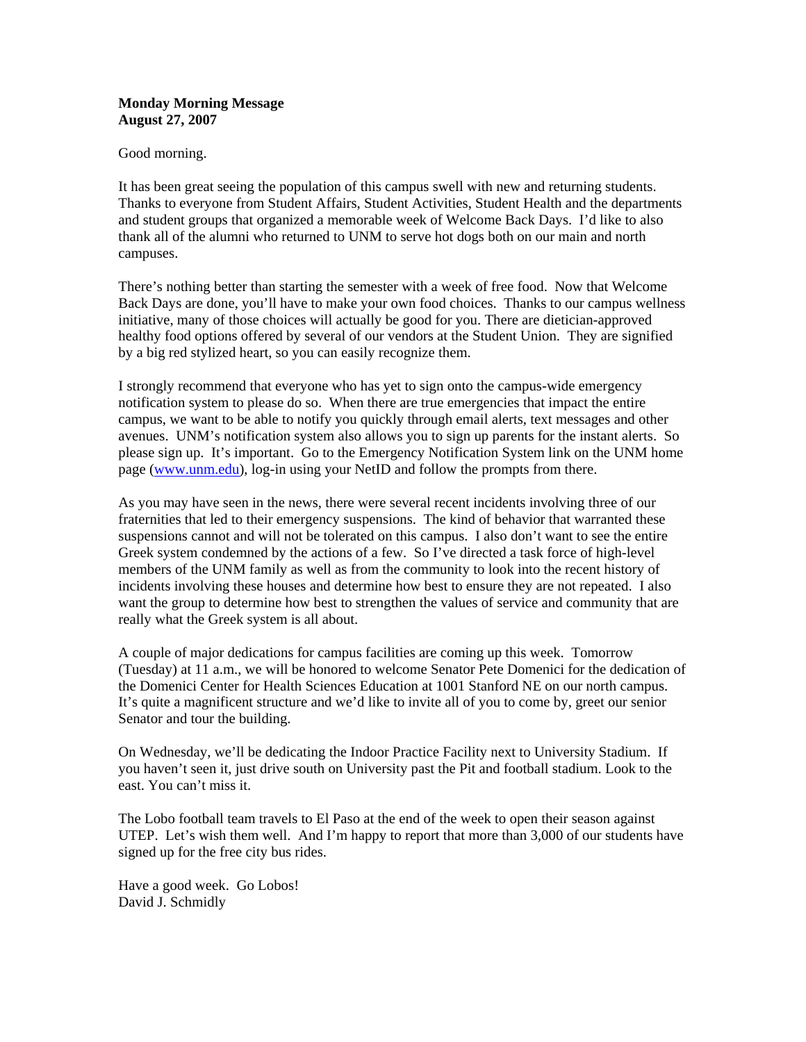**Monday Morning Message**
**August 27, 2007**

Good morning.

It has been great seeing the population of this campus swell with new and returning students. Thanks to everyone from Student Affairs, Student Activities, Student Health and the departments and student groups that organized a memorable week of Welcome Back Days. I'd like to also thank all of the alumni who returned to UNM to serve hot dogs both on our main and north campuses.

There's nothing better than starting the semester with a week of free food. Now that Welcome Back Days are done, you'll have to make your own food choices. Thanks to our campus wellness initiative, many of those choices will actually be good for you. There are dietician-approved healthy food options offered by several of our vendors at the Student Union. They are signified by a big red stylized heart, so you can easily recognize them.

I strongly recommend that everyone who has yet to sign onto the campus-wide emergency notification system to please do so. When there are true emergencies that impact the entire campus, we want to be able to notify you quickly through email alerts, text messages and other avenues. UNM's notification system also allows you to sign up parents for the instant alerts. So please sign up. It's important. Go to the Emergency Notification System link on the UNM home page (www.unm.edu), log-in using your NetID and follow the prompts from there.

As you may have seen in the news, there were several recent incidents involving three of our fraternities that led to their emergency suspensions. The kind of behavior that warranted these suspensions cannot and will not be tolerated on this campus. I also don't want to see the entire Greek system condemned by the actions of a few. So I've directed a task force of high-level members of the UNM family as well as from the community to look into the recent history of incidents involving these houses and determine how best to ensure they are not repeated. I also want the group to determine how best to strengthen the values of service and community that are really what the Greek system is all about.

A couple of major dedications for campus facilities are coming up this week. Tomorrow (Tuesday) at 11 a.m., we will be honored to welcome Senator Pete Domenici for the dedication of the Domenici Center for Health Sciences Education at 1001 Stanford NE on our north campus. It's quite a magnificent structure and we'd like to invite all of you to come by, greet our senior Senator and tour the building.

On Wednesday, we'll be dedicating the Indoor Practice Facility next to University Stadium. If you haven't seen it, just drive south on University past the Pit and football stadium. Look to the east. You can't miss it.

The Lobo football team travels to El Paso at the end of the week to open their season against UTEP. Let's wish them well. And I'm happy to report that more than 3,000 of our students have signed up for the free city bus rides.

Have a good week. Go Lobos!
David J. Schmidly